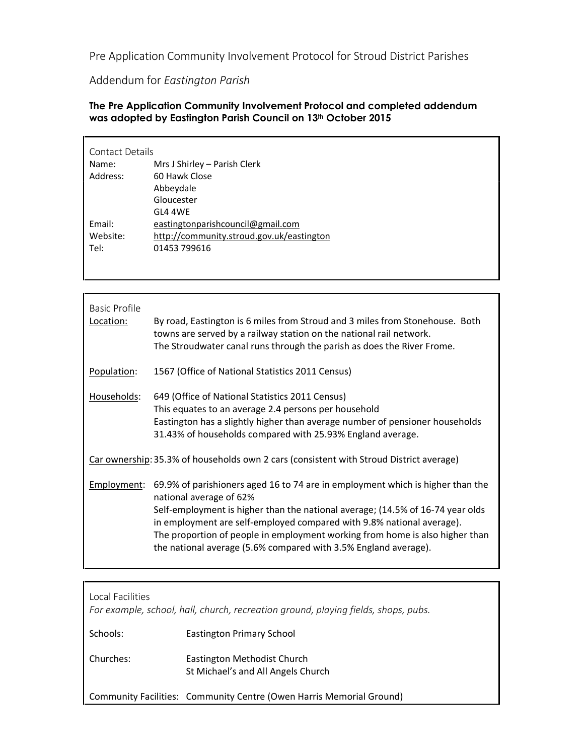Pre Application Community Involvement Protocol for Stroud District Parishes

Addendum for *Eastington Parish*

**The Pre Application Community Involvement Protocol and completed addendum was adopted by Eastington Parish Council on 13th October 2015**

Contact Details

| | |
|---|---|
| Name: | Mrs J Shirley – Parish Clerk |
| Address: | 60 Hawk Close<br>Abbeydale<br>Gloucester<br>GL4 4WE |
| Email: | eastingtonparishcouncil@gmail.com |
| Website: | http://community.stroud.gov.uk/eastington |
| Tel: | 01453 799616 |

Basic Profile

<u>Location:</u> By road, Eastington is 6 miles from Stroud and 3 miles from Stonehouse. Both towns are served by a railway station on the national rail network.
The Stroudwater canal runs through the parish as does the River Frome.

<u>Population</u>: 1567 (Office of National Statistics 2011 Census)

<u>Households</u>: 649 (Office of National Statistics 2011 Census)
This equates to an average 2.4 persons per household
Eastington has a slightly higher than average number of pensioner households 31.43% of households compared with 25.93% England average.

<u>Car ownership</u>: 35.3% of households own 2 cars (consistent with Stroud District average)

<u>Employment</u>: 69.9% of parishioners aged 16 to 74 are in employment which is higher than the national average of 62%
Self-employment is higher than the national average; (14.5% of 16-74 year olds in employment are self-employed compared with 9.8% national average).
The proportion of people in employment working from home is also higher than the national average (5.6% compared with 3.5% England average).

Local Facilities

*For example, school, hall, church, recreation ground, playing fields, shops, pubs.*

| | |
|---|---|
| Schools: | Eastington Primary School |
| Churches: | Eastington Methodist Church<br>St Michael's and All Angels Church |
| Community Facilities: | Community Centre (Owen Harris Memorial Ground) |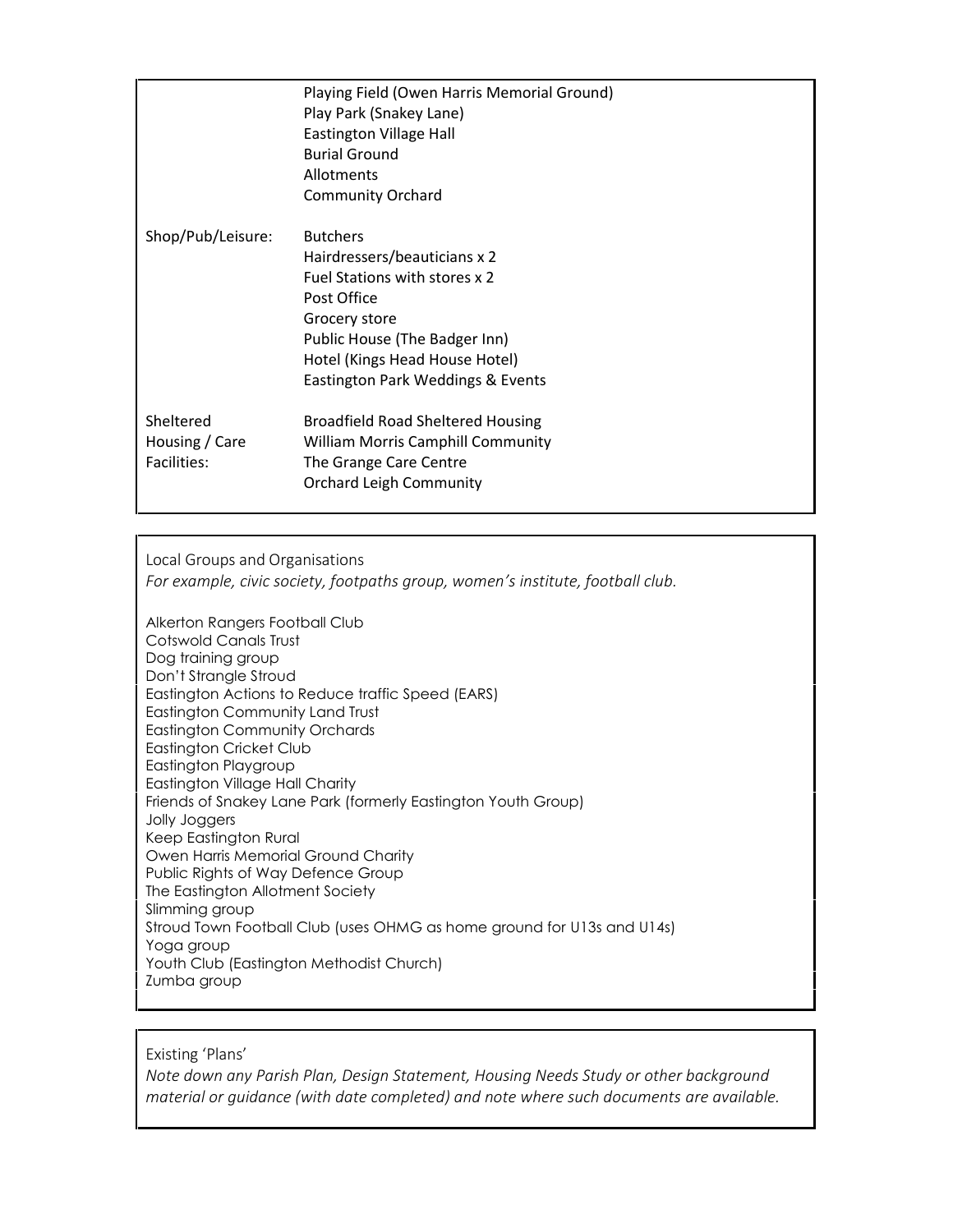| | |
|---|---|
| | Playing Field (Owen Harris Memorial Ground)<br>Play Park (Snakey Lane)<br>Eastington Village Hall<br>Burial Ground<br>Allotments<br>Community Orchard |
| Shop/Pub/Leisure: | Butchers<br>Hairdressers/beauticians x 2<br>Fuel Stations with stores x 2<br>Post Office<br>Grocery store<br>Public House (The Badger Inn)<br>Hotel (Kings Head House Hotel)<br>Eastington Park Weddings & Events |
| Sheltered Housing / Care Facilities: | Broadfield Road Sheltered Housing<br>William Morris Camphill Community<br>The Grange Care Centre<br>Orchard Leigh Community |

Local Groups and Organisations

*For example, civic society, footpaths group, women's institute, football club.*

Alkerton Rangers Football Club
Cotswold Canals Trust
Dog training group
Don't Strangle Stroud
Eastington Actions to Reduce traffic Speed (EARS)
Eastington Community Land Trust
Eastington Community Orchards
Eastington Cricket Club
Eastington Playgroup
Eastington Village Hall Charity
Friends of Snakey Lane Park (formerly Eastington Youth Group)
Jolly Joggers
Keep Eastington Rural
Owen Harris Memorial Ground Charity
Public Rights of Way Defence Group
The Eastington Allotment Society
Slimming group
Stroud Town Football Club (uses OHMG as home ground for U13s and U14s)
Yoga group
Youth Club (Eastington Methodist Church)
Zumba group

Existing 'Plans'

*Note down any Parish Plan, Design Statement, Housing Needs Study or other background material or guidance (with date completed) and note where such documents are available.*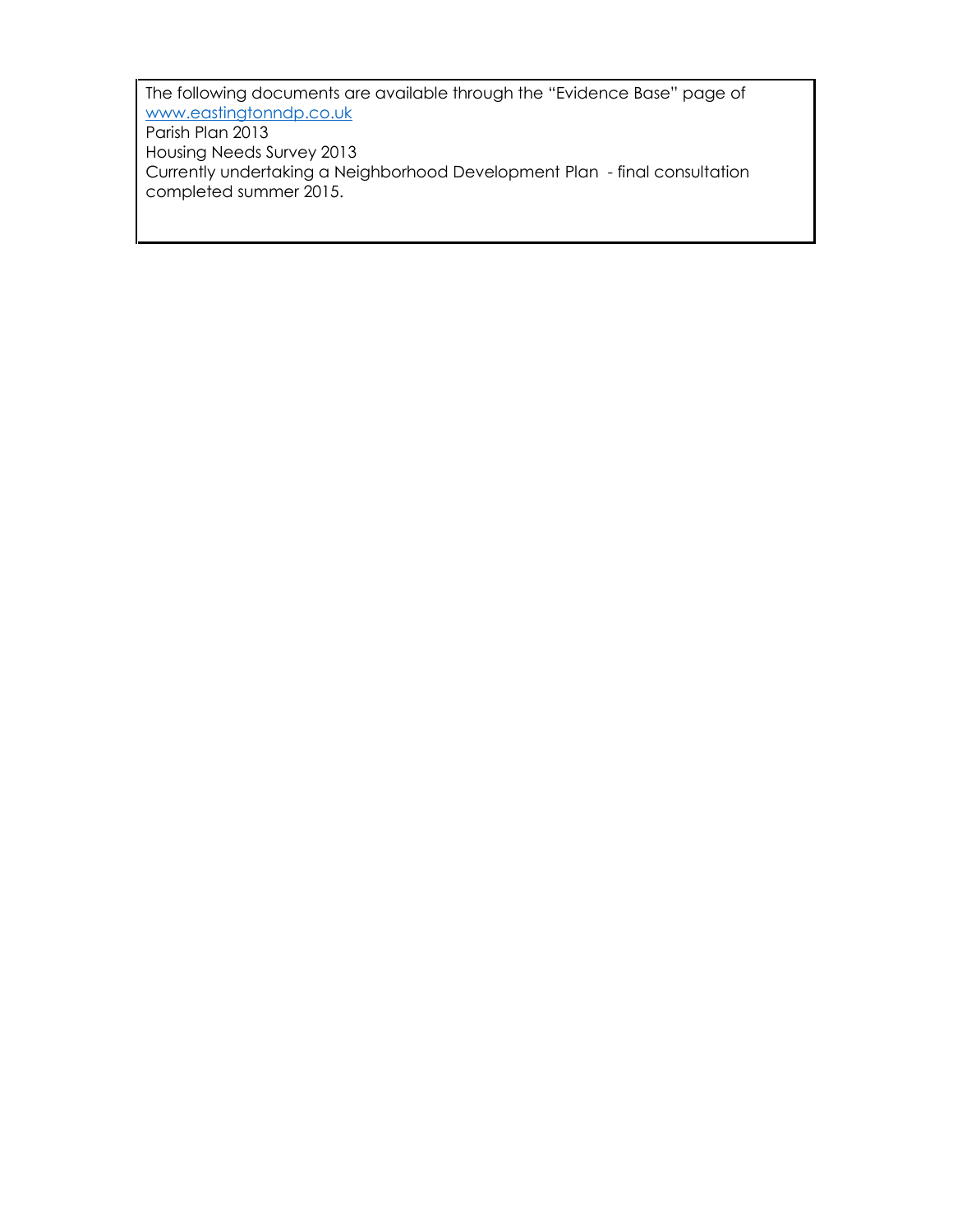The following documents are available through the "Evidence Base" page of [www.eastingtonndp.co.uk](http://www.eastingtonndp.co.uk)
Parish Plan 2013
Housing Needs Survey 2013
Currently undertaking a Neighborhood Development Plan - final consultation completed summer 2015.